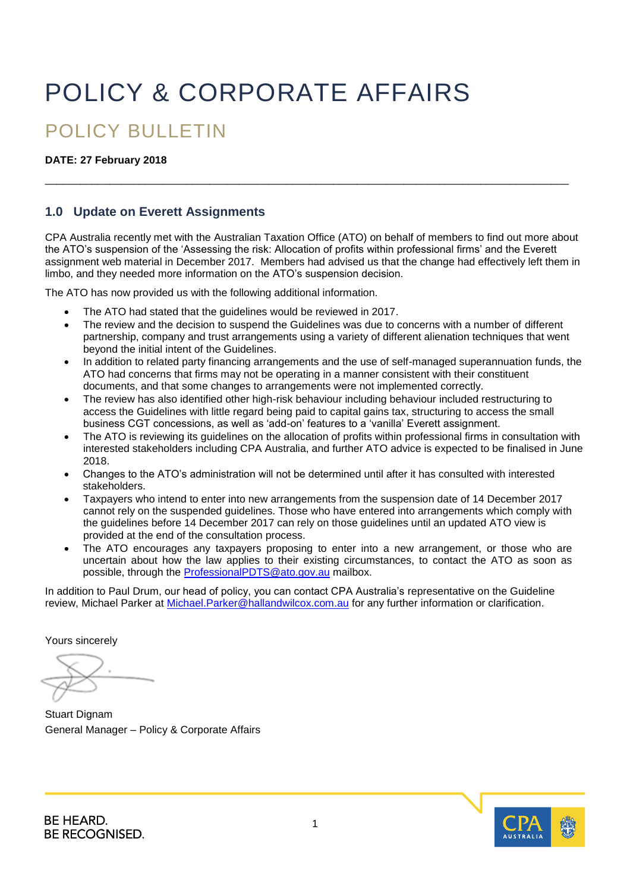# POLICY & CORPORATE AFFAIRS

## POLICY BULLETIN

**DATE: 27 February 2018**

---

### 1.0 Update on Everett Assignments

CPA Australia recently met with the Australian Taxation Office (ATO) on behalf of members to find out more about the ATO's suspension of the 'Assessing the risk: Allocation of profits within professional firms' and the Everett assignment web material in December 2017. Members had advised us that the change had effectively left them in limbo, and they needed more information on the ATO's suspension decision.

The ATO has now provided us with the following additional information.

- The ATO had stated that the guidelines would be reviewed in 2017.
- The review and the decision to suspend the Guidelines was due to concerns with a number of different partnership, company and trust arrangements using a variety of different alienation techniques that went beyond the initial intent of the Guidelines.
- In addition to related party financing arrangements and the use of self-managed superannuation funds, the ATO had concerns that firms may not be operating in a manner consistent with their constituent documents, and that some changes to arrangements were not implemented correctly.
- The review has also identified other high-risk behaviour including behaviour included restructuring to access the Guidelines with little regard being paid to capital gains tax, structuring to access the small business CGT concessions, as well as 'add-on' features to a 'vanilla' Everett assignment.
- The ATO is reviewing its guidelines on the allocation of profits within professional firms in consultation with interested stakeholders including CPA Australia, and further ATO advice is expected to be finalised in June 2018.
- Changes to the ATO's administration will not be determined until after it has consulted with interested stakeholders.
- Taxpayers who intend to enter into new arrangements from the suspension date of 14 December 2017 cannot rely on the suspended guidelines. Those who have entered into arrangements which comply with the guidelines before 14 December 2017 can rely on those guidelines until an updated ATO view is provided at the end of the consultation process.
- The ATO encourages any taxpayers proposing to enter into a new arrangement, or those who are uncertain about how the law applies to their existing circumstances, to contact the ATO as soon as possible, through the ProfessionalPDTS@ato.gov.au mailbox.

In addition to Paul Drum, our head of policy, you can contact CPA Australia's representative on the Guideline review, Michael Parker at Michael.Parker@hallandwilcox.com.au for any further information or clarification.

Yours sincerely

Stuart Dignam
General Manager – Policy & Corporate Affairs

BE HEARD.
BE RECOGNISED.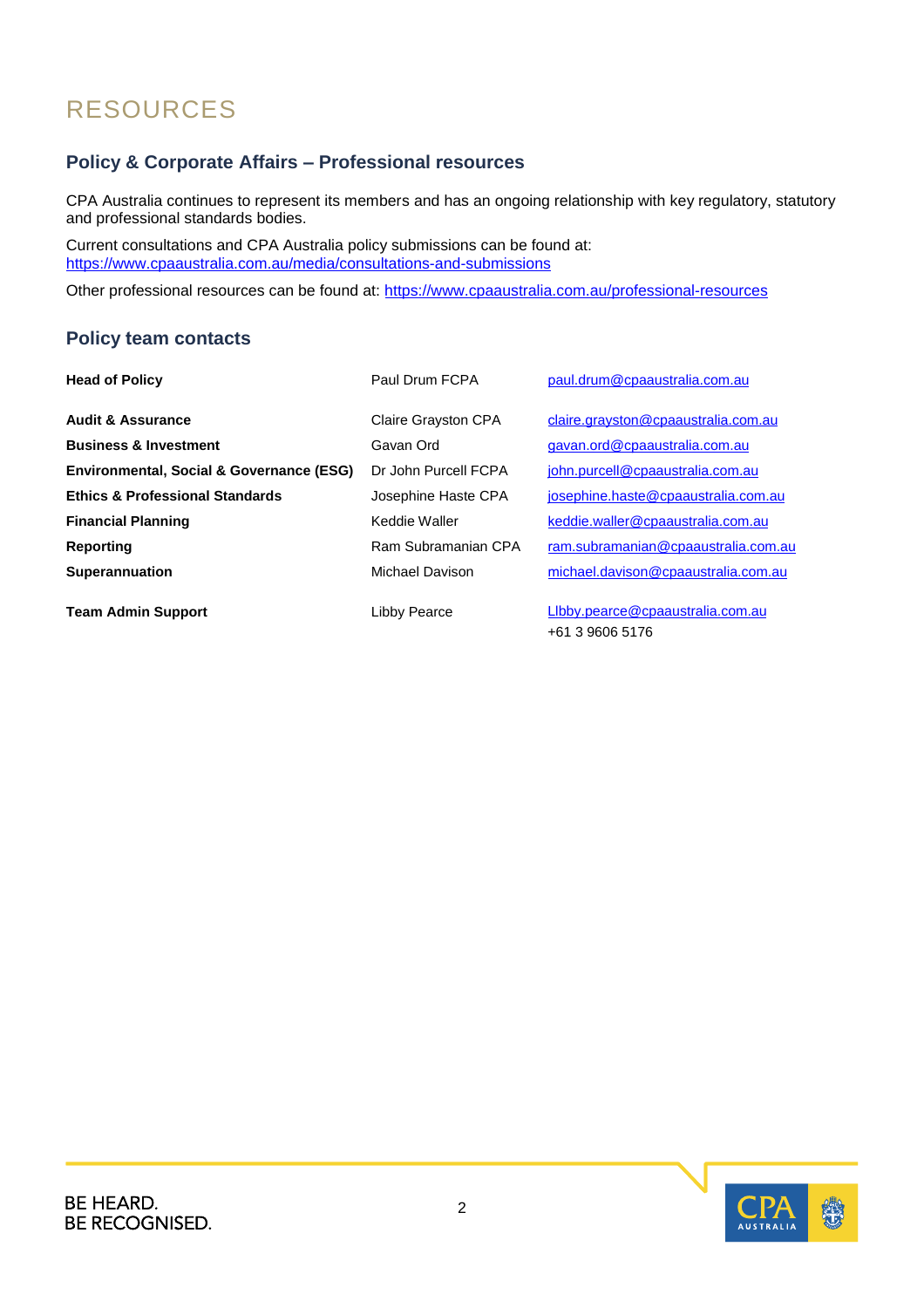# RESOURCES

## Policy & Corporate Affairs – Professional resources

CPA Australia continues to represent its members and has an ongoing relationship with key regulatory, statutory and professional standards bodies.

Current consultations and CPA Australia policy submissions can be found at: https://www.cpaaustralia.com.au/media/consultations-and-submissions

Other professional resources can be found at: https://www.cpaaustralia.com.au/professional-resources

## Policy team contacts

| | | |
|---|---|---|
| **Head of Policy** | Paul Drum FCPA | paul.drum@cpaaustralia.com.au |
| **Audit & Assurance** | Claire Grayston CPA | claire.grayston@cpaaustralia.com.au |
| **Business & Investment** | Gavan Ord | gavan.ord@cpaaustralia.com.au |
| **Environmental, Social & Governance (ESG)** | Dr John Purcell FCPA | john.purcell@cpaaustralia.com.au |
| **Ethics & Professional Standards** | Josephine Haste CPA | josephine.haste@cpaaustralia.com.au |
| **Financial Planning** | Keddie Waller | keddie.waller@cpaaustralia.com.au |
| **Reporting** | Ram Subramanian CPA | ram.subramanian@cpaaustralia.com.au |
| **Superannuation** | Michael Davison | michael.davison@cpaaustralia.com.au |
| **Team Admin Support** | Libby Pearce | Llbby.pearce@cpaaustralia.com.au<br>+61 3 9606 5176 |

BE HEARD.
BE RECOGNISED.